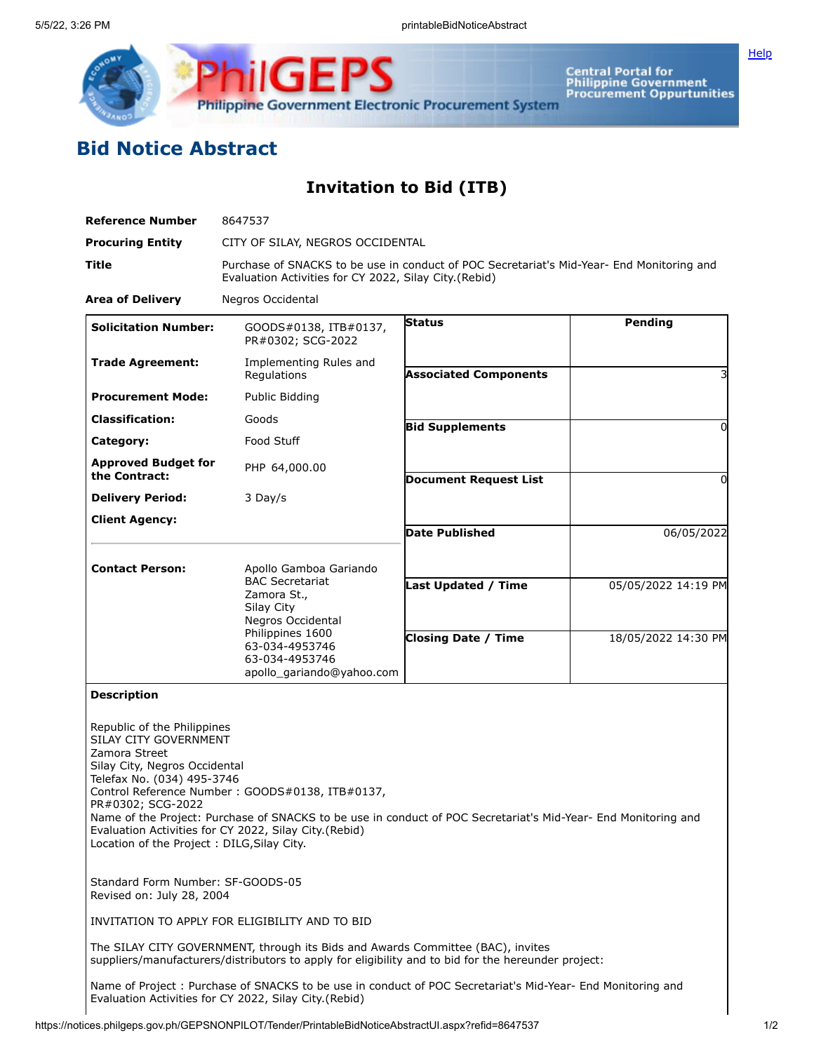# Bid Notice Abstract

## Invitation to Bid (ITB)

| | |
|---|---|
| **Reference Number** | 8647537 |
| **Procuring Entity** | CITY OF SILAY, NEGROS OCCIDENTAL |
| **Title** | Purchase of SNACKS to be use in conduct of POC Secretariat's Mid-Year- End Monitoring and Evaluation Activities for CY 2022, Silay City.(Rebid) |
| **Area of Delivery** | Negros Occidental |

| | | | |
|---|---|---|---|
| **Solicitation Number:** | GOODS#0138, ITB#0137, PR#0302; SCG-2022 | **Status** | Pending |
| **Trade Agreement:** | Implementing Rules and Regulations | **Associated Components** | 3 |
| **Procurement Mode:** | Public Bidding | | |
| **Classification:** | Goods | **Bid Supplements** | 0 |
| **Category:** | Food Stuff | | |
| **Approved Budget for the Contract:** | PHP 64,000.00 | **Document Request List** | 0 |
| **Delivery Period:** | 3 Day/s | | |
| **Client Agency:** | | **Date Published** | 06/05/2022 |
| **Contact Person:** | Apollo Gamboa Gariando<br>BAC Secretariat<br>Zamora St.,<br>Silay City<br>Negros Occidental<br>Philippines 1600<br>63-034-4953746<br>63-034-4953746<br>apollo_gariando@yahoo.com | **Last Updated / Time** | 05/05/2022 14:19 PM |
| | | **Closing Date / Time** | 18/05/2022 14:30 PM |

**Description**

Republic of the Philippines
SILAY CITY GOVERNMENT
Zamora Street
Silay City, Negros Occidental
Telefax No. (034) 495-3746
Control Reference Number : GOODS#0138, ITB#0137,
PR#0302; SCG-2022
Name of the Project: Purchase of SNACKS to be use in conduct of POC Secretariat's Mid-Year- End Monitoring and Evaluation Activities for CY 2022, Silay City.(Rebid)
Location of the Project : DILG,Silay City.

Standard Form Number: SF-GOODS-05
Revised on: July 28, 2004

INVITATION TO APPLY FOR ELIGIBILITY AND TO BID

The SILAY CITY GOVERNMENT, through its Bids and Awards Committee (BAC), invites suppliers/manufacturers/distributors to apply for eligibility and to bid for the hereunder project:

Name of Project : Purchase of SNACKS to be use in conduct of POC Secretariat's Mid-Year- End Monitoring and Evaluation Activities for CY 2022, Silay City.(Rebid)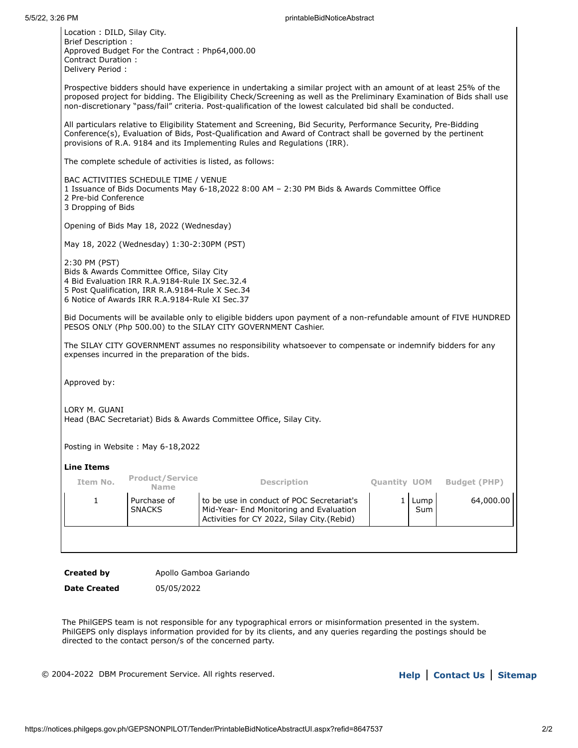Location : DILD, Silay City.
Brief Description :
Approved Budget For the Contract : Php64,000.00
Contract Duration :
Delivery Period :

Prospective bidders should have experience in undertaking a similar project with an amount of at least 25% of the proposed project for bidding. The Eligibility Check/Screening as well as the Preliminary Examination of Bids shall use non-discretionary "pass/fail" criteria. Post-qualification of the lowest calculated bid shall be conducted.

All particulars relative to Eligibility Statement and Screening, Bid Security, Performance Security, Pre-Bidding Conference(s), Evaluation of Bids, Post-Qualification and Award of Contract shall be governed by the pertinent provisions of R.A. 9184 and its Implementing Rules and Regulations (IRR).

The complete schedule of activities is listed, as follows:

BAC ACTIVITIES SCHEDULE TIME / VENUE
1 Issuance of Bids Documents May 6-18,2022 8:00 AM – 2:30 PM Bids & Awards Committee Office
2 Pre-bid Conference
3 Dropping of Bids

Opening of Bids May 18, 2022 (Wednesday)

May 18, 2022 (Wednesday) 1:30-2:30PM (PST)

2:30 PM (PST)
Bids & Awards Committee Office, Silay City
4 Bid Evaluation IRR R.A.9184-Rule IX Sec.32.4
5 Post Qualification, IRR R.A.9184-Rule X Sec.34
6 Notice of Awards IRR R.A.9184-Rule XI Sec.37

Bid Documents will be available only to eligible bidders upon payment of a non-refundable amount of FIVE HUNDRED PESOS ONLY (Php 500.00) to the SILAY CITY GOVERNMENT Cashier.

The SILAY CITY GOVERNMENT assumes no responsibility whatsoever to compensate or indemnify bidders for any expenses incurred in the preparation of the bids.

Approved by:

LORY M. GUANI
Head (BAC Secretariat) Bids & Awards Committee Office, Silay City.

Posting in Website : May 6-18,2022

**Line Items**

| Item No. | Product/Service Name | Description | Quantity | UOM | Budget (PHP) |
|---|---|---|---|---|---|
| 1 | Purchase of SNACKS | to be use in conduct of POC Secretariat's Mid-Year- End Monitoring and Evaluation Activities for CY 2022, Silay City.(Rebid) | 1 | Lump Sum | 64,000.00 |

**Created by** Apollo Gamboa Gariando

**Date Created** 05/05/2022

The PhilGEPS team is not responsible for any typographical errors or misinformation presented in the system. PhilGEPS only displays information provided for by its clients, and any queries regarding the postings should be directed to the contact person/s of the concerned party.

© 2004-2022 DBM Procurement Service. All rights reserved.

**Help** | **Contact Us** | **Sitemap**